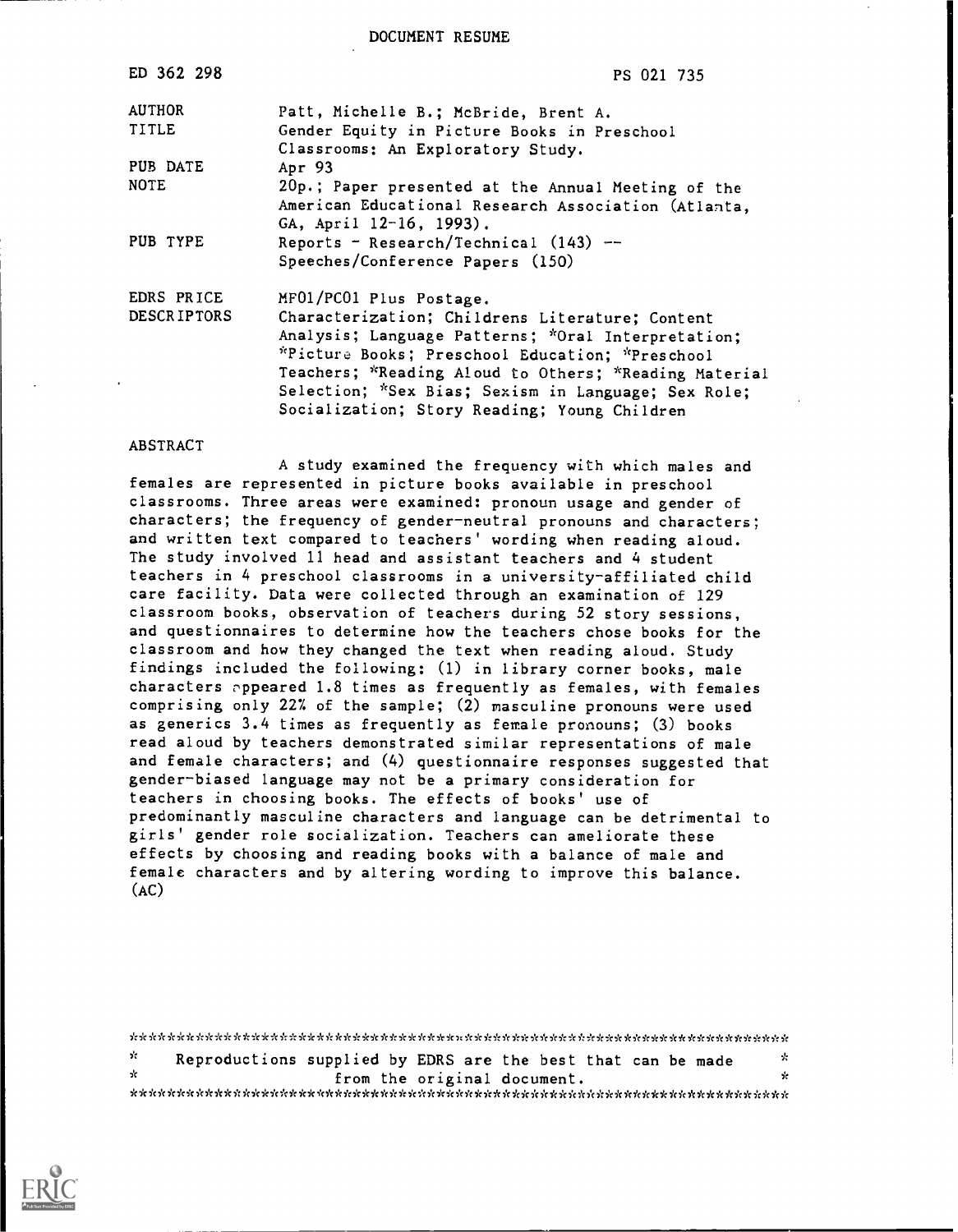DOCUMENT RESUME

| | |
|---|---|
| ED 362 298 | PS 021 735 |
| AUTHOR | Patt, Michelle B.; McBride, Brent A. |
| TITLE | Gender Equity in Picture Books in Preschool Classrooms: An Exploratory Study. |
| PUB DATE | Apr 93 |
| NOTE | 20p.; Paper presented at the Annual Meeting of the American Educational Research Association (Atlanta, GA, April 12-16, 1993). |
| PUB TYPE | Reports - Research/Technical (143) -- Speeches/Conference Papers (150) |
| EDRS PRICE | MF01/PC01 Plus Postage. |
| DESCRIPTORS | Characterization; Childrens Literature; Content Analysis; Language Patterns; *Oral Interpretation; *Picture Books; Preschool Education; *Preschool Teachers; *Reading Aloud to Others; *Reading Material Selection; *Sex Bias; Sexism in Language; Sex Role; Socialization; Story Reading; Young Children |

ABSTRACT

A study examined the frequency with which males and females are represented in picture books available in preschool classrooms. Three areas were examined: pronoun usage and gender of characters; the frequency of gender-neutral pronouns and characters; and written text compared to teachers' wording when reading aloud. The study involved 11 head and assistant teachers and 4 student teachers in 4 preschool classrooms in a university-affiliated child care facility. Data were collected through an examination of 129 classroom books, observation of teachers during 52 story sessions, and questionnaires to determine how the teachers chose books for the classroom and how they changed the text when reading aloud. Study findings included the following: (1) in library corner books, male characters appeared 1.8 times as frequently as females, with females comprising only 22% of the sample; (2) masculine pronouns were used as generics 3.4 times as frequently as female pronouns; (3) books read aloud by teachers demonstrated similar representations of male and female characters; and (4) questionnaire responses suggested that gender-biased language may not be a primary consideration for teachers in choosing books. The effects of books' use of predominantly masculine characters and language can be detrimental to girls' gender role socialization. Teachers can ameliorate these effects by choosing and reading books with a balance of male and female characters and by altering wording to improve this balance. (AC)

\*\*\*\*\*\*\*\*\*\*\*\*\*\*\*\*\*\*\*\*\*\*\*\*\*\*\*\*\*\*\*\*\*\*\*\*\*\*\*\*\*\*\*\*\*\*\*\*\*\*\*\*\*\*\*\*\*\*\*\*\*\*\*\*\*\*\*\*\*\*\*

\* Reproductions supplied by EDRS are the best that can be made \*
\* from the original document. \*

\*\*\*\*\*\*\*\*\*\*\*\*\*\*\*\*\*\*\*\*\*\*\*\*\*\*\*\*\*\*\*\*\*\*\*\*\*\*\*\*\*\*\*\*\*\*\*\*\*\*\*\*\*\*\*\*\*\*\*\*\*\*\*\*\*\*\*\*\*\*\*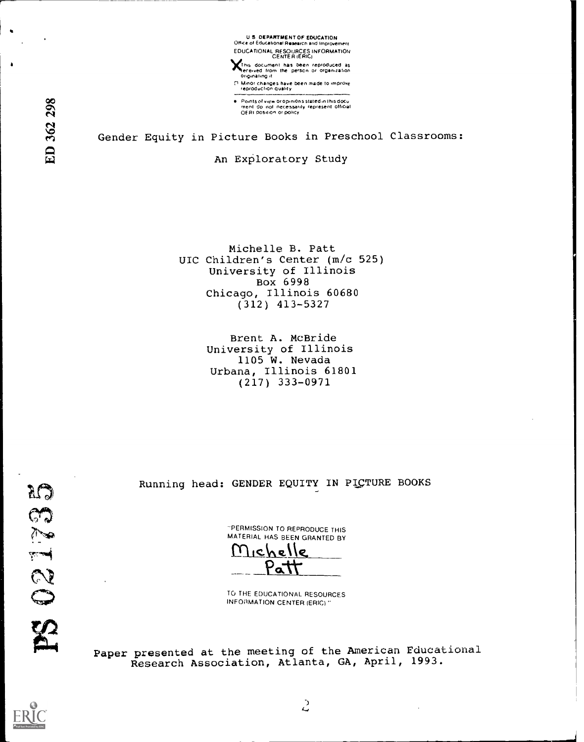U.S. DEPARTMENT OF EDUCATION
Office of Educational Research and Improvement
EDUCATIONAL RESOURCES INFORMATION CENTER (ERIC)

X This document has been reproduced as received from the person or organization originating it

☐ Minor changes have been made to improve reproduction quality

• Points of view or opinions stated in this document do not necessarily represent official OERI position or policy

ED 362 298

# Gender Equity in Picture Books in Preschool Classrooms:

## An Exploratory Study

Michelle B. Patt
UIC Children's Center (m/c 525)
University of Illinois
Box 6998
Chicago, Illinois 60680
(312) 413-5327

Brent A. McBride
University of Illinois
1105 W. Nevada
Urbana, Illinois 61801
(217) 333-0971

Running head: GENDER EQUITY IN PICTURE BOOKS

"PERMISSION TO REPRODUCE THIS MATERIAL HAS BEEN GRANTED BY
Michelle Patt
TO THE EDUCATIONAL RESOURCES INFORMATION CENTER (ERIC)."

PS 021735

Paper presented at the meeting of the American Educational Research Association, Atlanta, GA, April, 1993.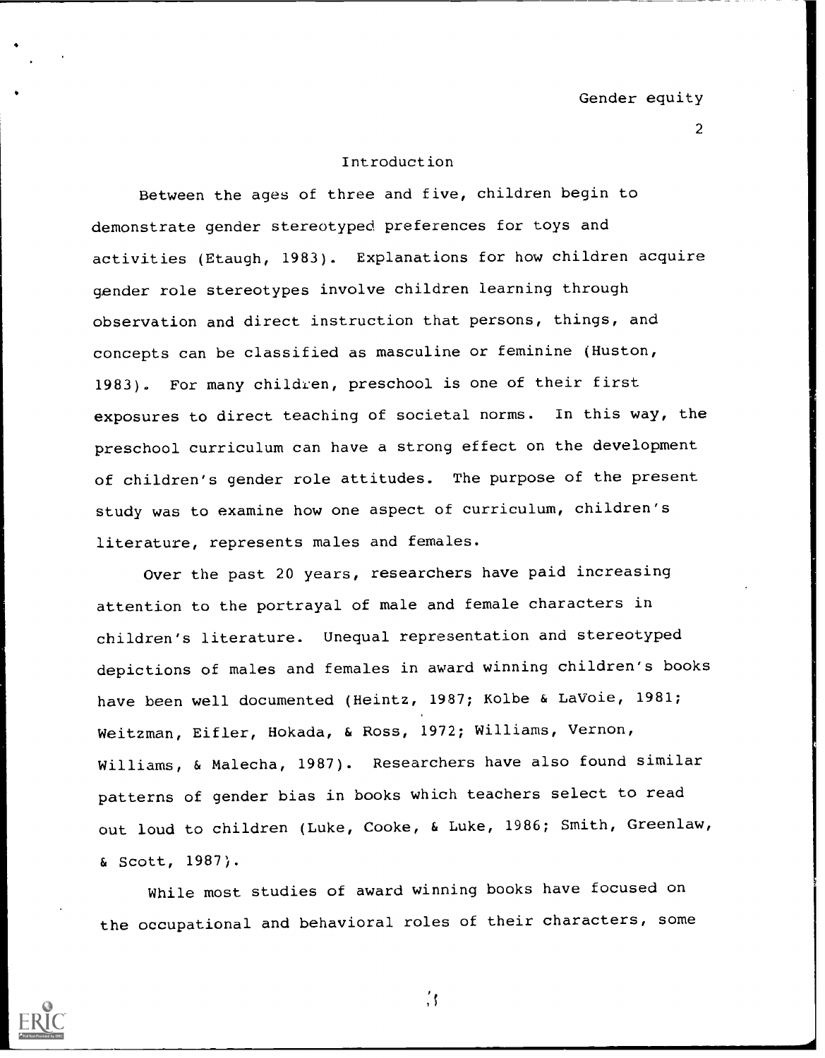## Introduction

Between the ages of three and five, children begin to demonstrate gender stereotyped preferences for toys and activities (Etaugh, 1983). Explanations for how children acquire gender role stereotypes involve children learning through observation and direct instruction that persons, things, and concepts can be classified as masculine or feminine (Huston, 1983). For many children, preschool is one of their first exposures to direct teaching of societal norms. In this way, the preschool curriculum can have a strong effect on the development of children's gender role attitudes. The purpose of the present study was to examine how one aspect of curriculum, children's literature, represents males and females.

Over the past 20 years, researchers have paid increasing attention to the portrayal of male and female characters in children's literature. Unequal representation and stereotyped depictions of males and females in award winning children's books have been well documented (Heintz, 1987; Kolbe & LaVoie, 1981; Weitzman, Eifler, Hokada, & Ross, 1972; Williams, Vernon, Williams, & Malecha, 1987). Researchers have also found similar patterns of gender bias in books which teachers select to read out loud to children (Luke, Cooke, & Luke, 1986; Smith, Greenlaw, & Scott, 1987).

While most studies of award winning books have focused on the occupational and behavioral roles of their characters, some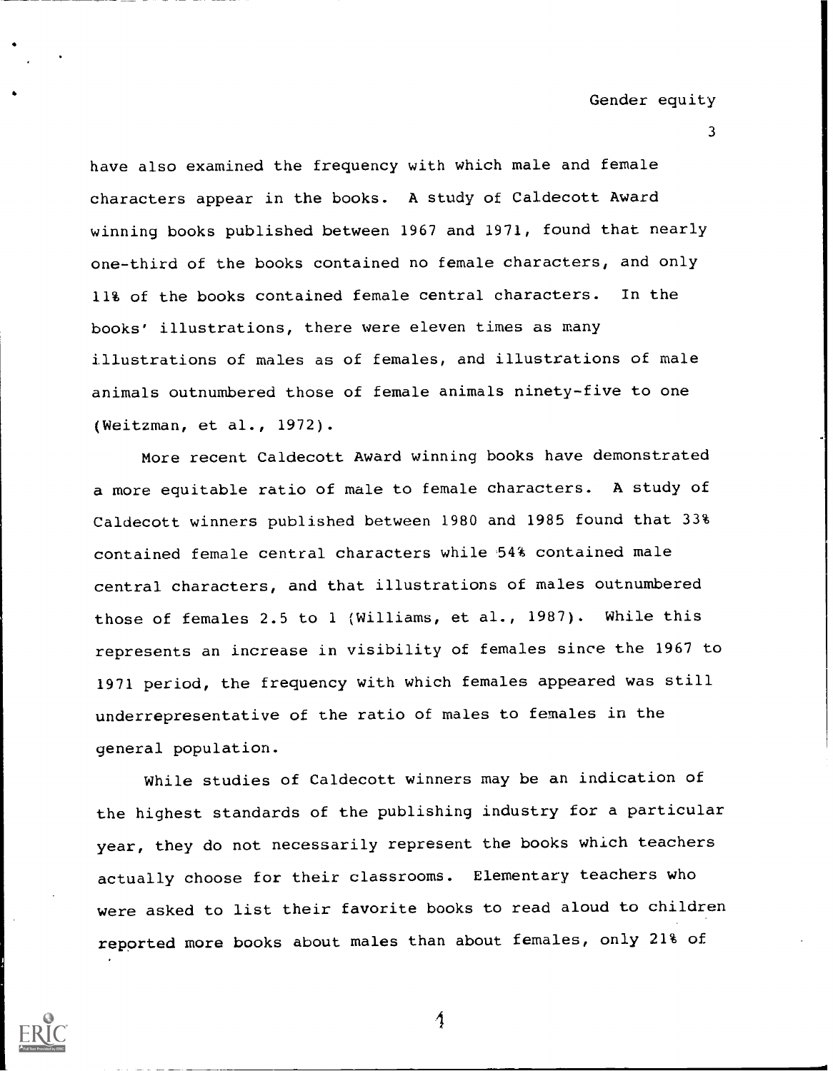have also examined the frequency with which male and female characters appear in the books. A study of Caldecott Award winning books published between 1967 and 1971, found that nearly one-third of the books contained no female characters, and only 11% of the books contained female central characters. In the books' illustrations, there were eleven times as many illustrations of males as of females, and illustrations of male animals outnumbered those of female animals ninety-five to one (Weitzman, et al., 1972).

More recent Caldecott Award winning books have demonstrated a more equitable ratio of male to female characters. A study of Caldecott winners published between 1980 and 1985 found that 33% contained female central characters while 54% contained male central characters, and that illustrations of males outnumbered those of females 2.5 to 1 (Williams, et al., 1987). While this represents an increase in visibility of females since the 1967 to 1971 period, the frequency with which females appeared was still underrepresentative of the ratio of males to females in the general population.

While studies of Caldecott winners may be an indication of the highest standards of the publishing industry for a particular year, they do not necessarily represent the books which teachers actually choose for their classrooms. Elementary teachers who were asked to list their favorite books to read aloud to children reported more books about males than about females, only 21% of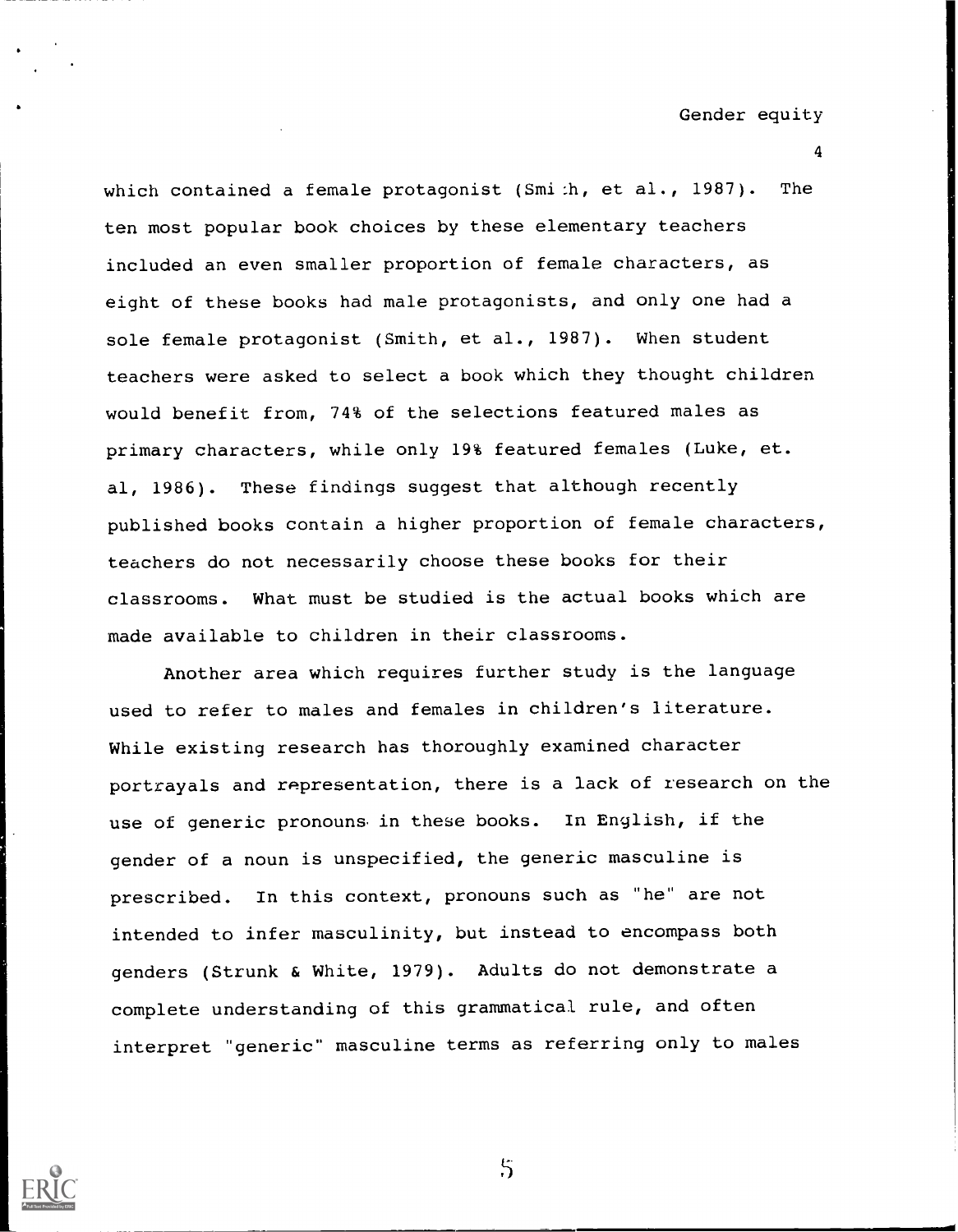which contained a female protagonist (Smith, et al., 1987). The ten most popular book choices by these elementary teachers included an even smaller proportion of female characters, as eight of these books had male protagonists, and only one had a sole female protagonist (Smith, et al., 1987). When student teachers were asked to select a book which they thought children would benefit from, 74% of the selections featured males as primary characters, while only 19% featured females (Luke, et. al, 1986). These findings suggest that although recently published books contain a higher proportion of female characters, teachers do not necessarily choose these books for their classrooms. What must be studied is the actual books which are made available to children in their classrooms.

Another area which requires further study is the language used to refer to males and females in children's literature. While existing research has thoroughly examined character portrayals and representation, there is a lack of research on the use of generic pronouns in these books. In English, if the gender of a noun is unspecified, the generic masculine is prescribed. In this context, pronouns such as "he" are not intended to infer masculinity, but instead to encompass both genders (Strunk & White, 1979). Adults do not demonstrate a complete understanding of this grammatical rule, and often interpret "generic" masculine terms as referring only to males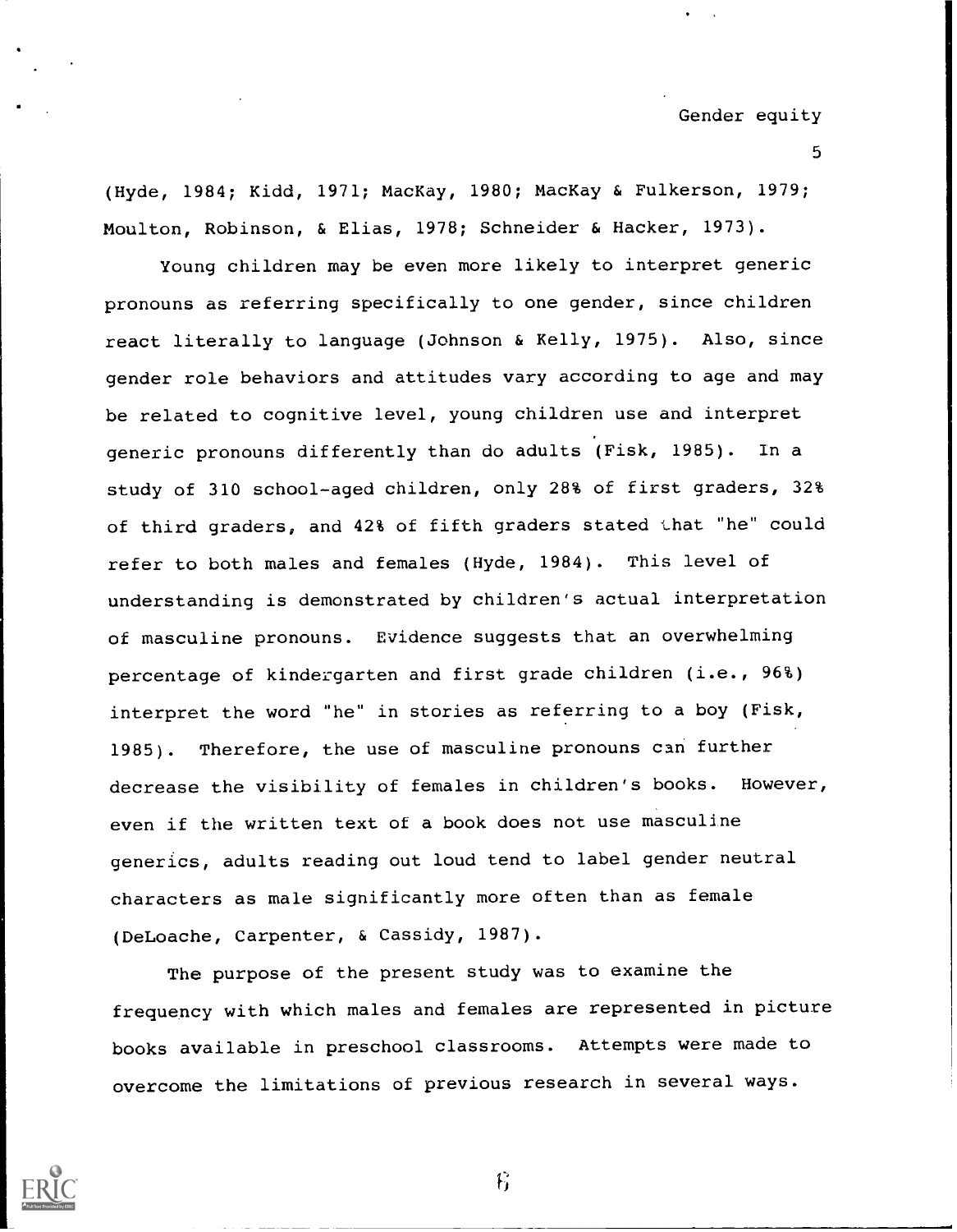(Hyde, 1984; Kidd, 1971; MacKay, 1980; MacKay & Fulkerson, 1979; Moulton, Robinson, & Elias, 1978; Schneider & Hacker, 1973).

Young children may be even more likely to interpret generic pronouns as referring specifically to one gender, since children react literally to language (Johnson & Kelly, 1975). Also, since gender role behaviors and attitudes vary according to age and may be related to cognitive level, young children use and interpret generic pronouns differently than do adults (Fisk, 1985). In a study of 310 school-aged children, only 28% of first graders, 32% of third graders, and 42% of fifth graders stated that "he" could refer to both males and females (Hyde, 1984). This level of understanding is demonstrated by children's actual interpretation of masculine pronouns. Evidence suggests that an overwhelming percentage of kindergarten and first grade children (i.e., 96%) interpret the word "he" in stories as referring to a boy (Fisk, 1985). Therefore, the use of masculine pronouns can further decrease the visibility of females in children's books. However, even if the written text of a book does not use masculine generics, adults reading out loud tend to label gender neutral characters as male significantly more often than as female (DeLoache, Carpenter, & Cassidy, 1987).

The purpose of the present study was to examine the frequency with which males and females are represented in picture books available in preschool classrooms. Attempts were made to overcome the limitations of previous research in several ways.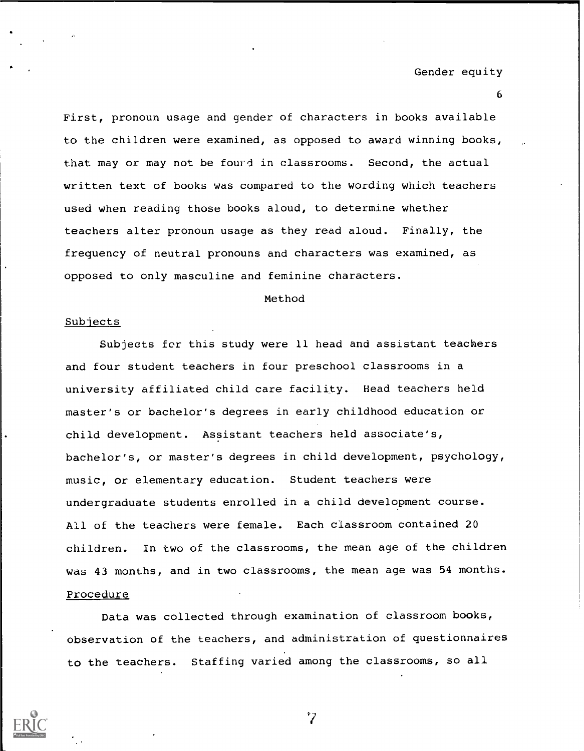First, pronoun usage and gender of characters in books available to the children were examined, as opposed to award winning books, that may or may not be found in classrooms. Second, the actual written text of books was compared to the wording which teachers used when reading those books aloud, to determine whether teachers alter pronoun usage as they read aloud. Finally, the frequency of neutral pronouns and characters was examined, as opposed to only masculine and feminine characters.

## Method

### Subjects

Subjects for this study were 11 head and assistant teachers and four student teachers in four preschool classrooms in a university affiliated child care facility. Head teachers held master's or bachelor's degrees in early childhood education or child development. Assistant teachers held associate's, bachelor's, or master's degrees in child development, psychology, music, or elementary education. Student teachers were undergraduate students enrolled in a child development course. All of the teachers were female. Each classroom contained 20 children. In two of the classrooms, the mean age of the children was 43 months, and in two classrooms, the mean age was 54 months.

### Procedure

Data was collected through examination of classroom books, observation of the teachers, and administration of questionnaires to the teachers. Staffing varied among the classrooms, so all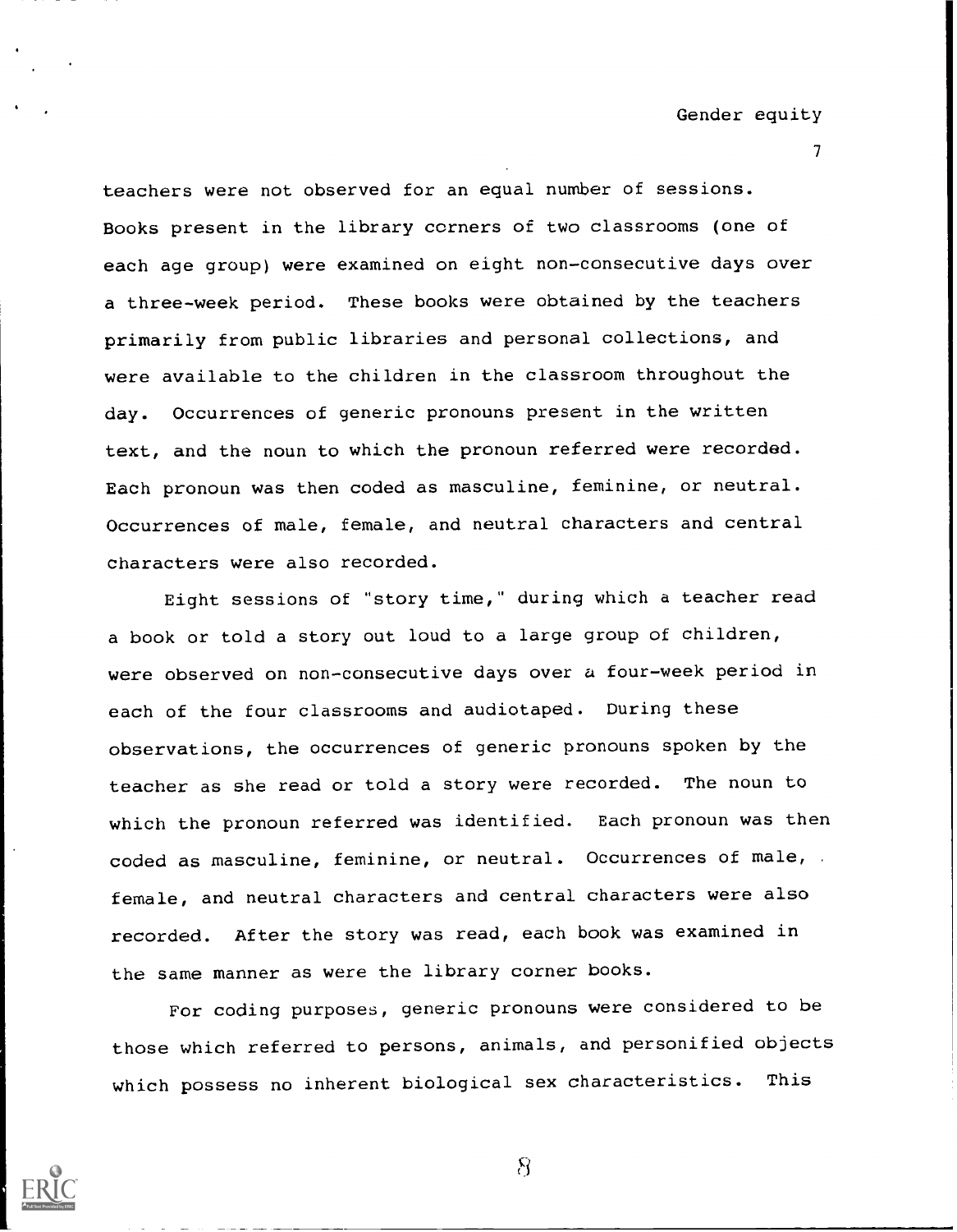teachers were not observed for an equal number of sessions. Books present in the library corners of two classrooms (one of each age group) were examined on eight non-consecutive days over a three-week period. These books were obtained by the teachers primarily from public libraries and personal collections, and were available to the children in the classroom throughout the day. Occurrences of generic pronouns present in the written text, and the noun to which the pronoun referred were recorded. Each pronoun was then coded as masculine, feminine, or neutral. Occurrences of male, female, and neutral characters and central characters were also recorded.

Eight sessions of "story time," during which a teacher read a book or told a story out loud to a large group of children, were observed on non-consecutive days over a four-week period in each of the four classrooms and audiotaped. During these observations, the occurrences of generic pronouns spoken by the teacher as she read or told a story were recorded. The noun to which the pronoun referred was identified. Each pronoun was then coded as masculine, feminine, or neutral. Occurrences of male, female, and neutral characters and central characters were also recorded. After the story was read, each book was examined in the same manner as were the library corner books.

For coding purposes, generic pronouns were considered to be those which referred to persons, animals, and personified objects which possess no inherent biological sex characteristics. This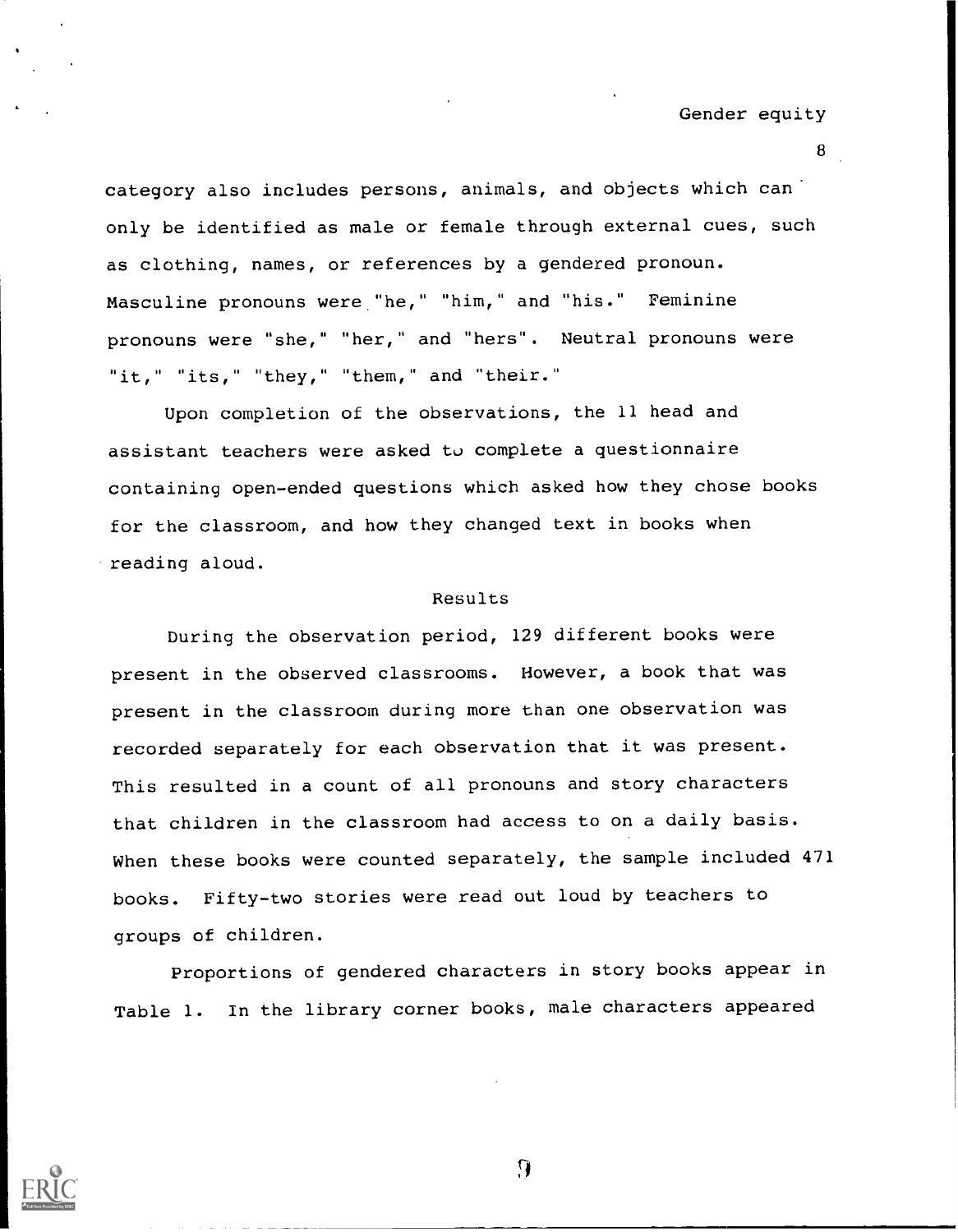category also includes persons, animals, and objects which can only be identified as male or female through external cues, such as clothing, names, or references by a gendered pronoun. Masculine pronouns were "he," "him," and "his." Feminine pronouns were "she," "her," and "hers". Neutral pronouns were "it," "its," "they," "them," and "their."

Upon completion of the observations, the 11 head and assistant teachers were asked to complete a questionnaire containing open-ended questions which asked how they chose books for the classroom, and how they changed text in books when reading aloud.

## Results

During the observation period, 129 different books were present in the observed classrooms. However, a book that was present in the classroom during more than one observation was recorded separately for each observation that it was present. This resulted in a count of all pronouns and story characters that children in the classroom had access to on a daily basis. When these books were counted separately, the sample included 471 books. Fifty-two stories were read out loud by teachers to groups of children.

Proportions of gendered characters in story books appear in Table 1. In the library corner books, male characters appeared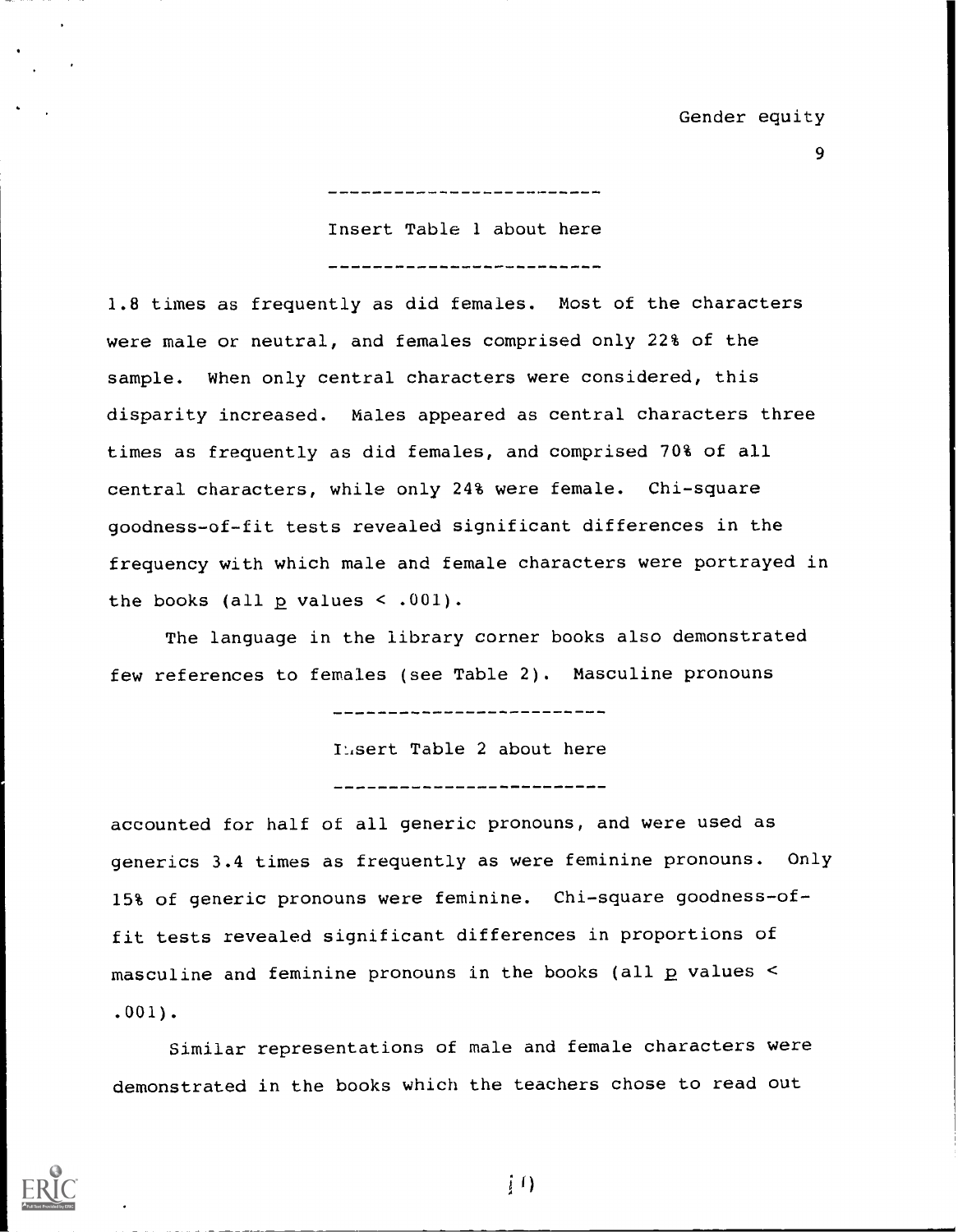---

Insert Table 1 about here

---

1.8 times as frequently as did females. Most of the characters were male or neutral, and females comprised only 22% of the sample. When only central characters were considered, this disparity increased. Males appeared as central characters three times as frequently as did females, and comprised 70% of all central characters, while only 24% were female. Chi-square goodness-of-fit tests revealed significant differences in the frequency with which male and female characters were portrayed in the books (all $p$ values $< .001$).

The language in the library corner books also demonstrated few references to females (see Table 2). Masculine pronouns

---

Insert Table 2 about here

---

accounted for half of all generic pronouns, and were used as generics 3.4 times as frequently as were feminine pronouns. Only 15% of generic pronouns were feminine. Chi-square goodness-of-fit tests revealed significant differences in proportions of masculine and feminine pronouns in the books (all $p$ values $< .001$).

Similar representations of male and female characters were demonstrated in the books which the teachers chose to read out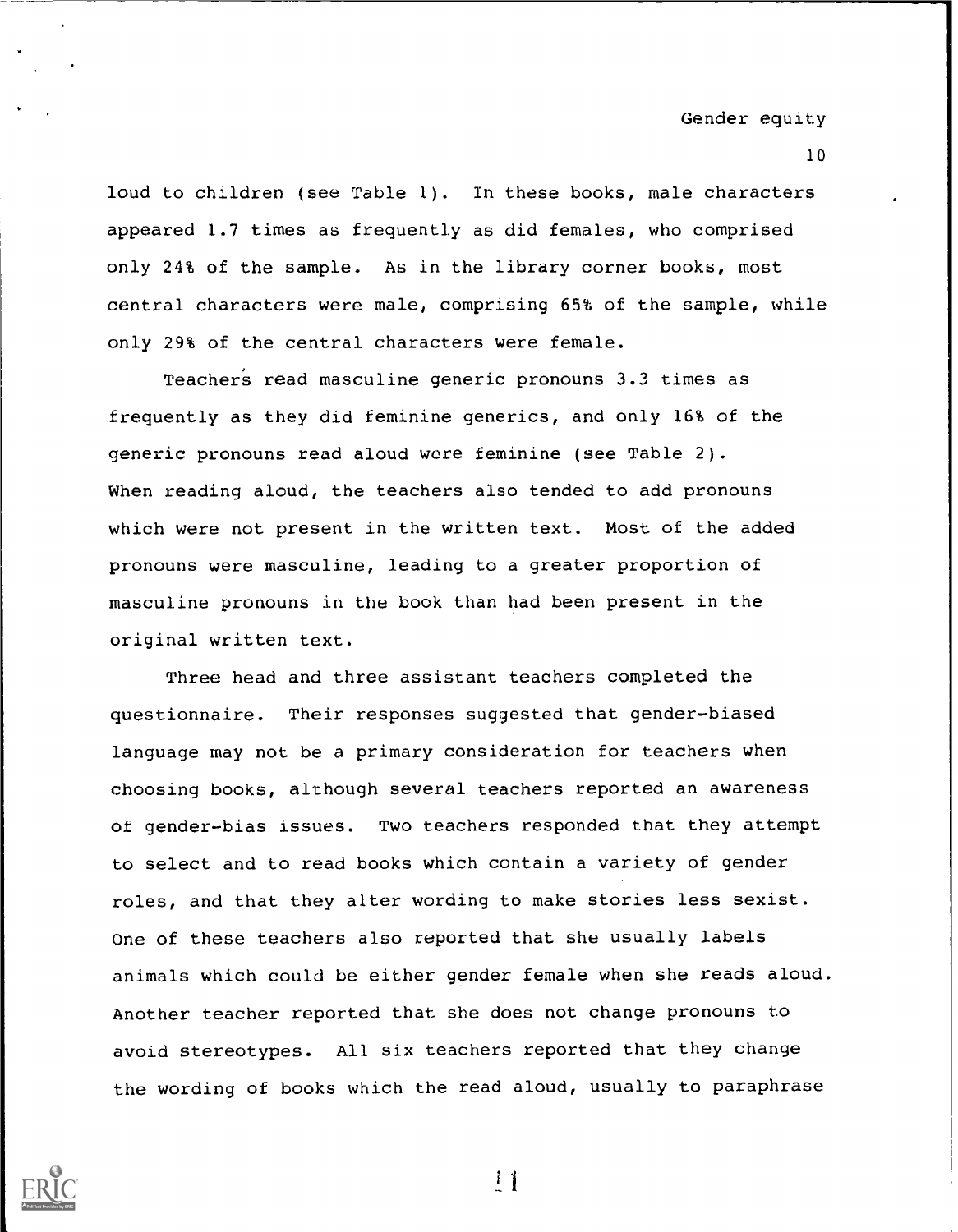loud to children (see Table 1). In these books, male characters appeared 1.7 times as frequently as did females, who comprised only 24% of the sample. As in the library corner books, most central characters were male, comprising 65% of the sample, while only 29% of the central characters were female.

Teachers read masculine generic pronouns 3.3 times as frequently as they did feminine generics, and only 16% of the generic pronouns read aloud were feminine (see Table 2). When reading aloud, the teachers also tended to add pronouns which were not present in the written text. Most of the added pronouns were masculine, leading to a greater proportion of masculine pronouns in the book than had been present in the original written text.

Three head and three assistant teachers completed the questionnaire. Their responses suggested that gender-biased language may not be a primary consideration for teachers when choosing books, although several teachers reported an awareness of gender-bias issues. Two teachers responded that they attempt to select and to read books which contain a variety of gender roles, and that they alter wording to make stories less sexist. One of these teachers also reported that she usually labels animals which could be either gender female when she reads aloud. Another teacher reported that she does not change pronouns to avoid stereotypes. All six teachers reported that they change the wording of books which the read aloud, usually to paraphrase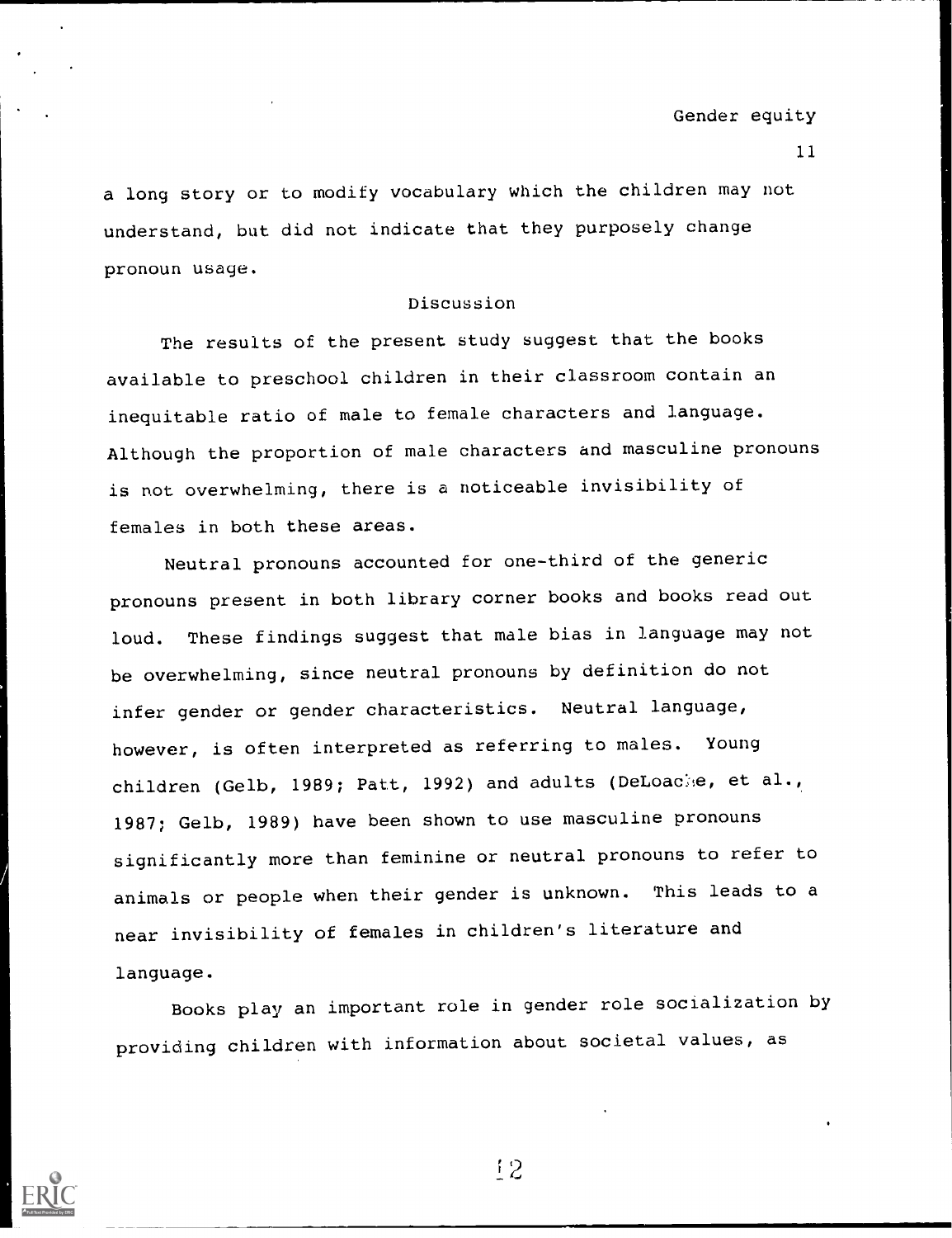a long story or to modify vocabulary which the children may not understand, but did not indicate that they purposely change pronoun usage.

## Discussion

The results of the present study suggest that the books available to preschool children in their classroom contain an inequitable ratio of male to female characters and language. Although the proportion of male characters and masculine pronouns is not overwhelming, there is a noticeable invisibility of females in both these areas.

Neutral pronouns accounted for one-third of the generic pronouns present in both library corner books and books read out loud. These findings suggest that male bias in language may not be overwhelming, since neutral pronouns by definition do not infer gender or gender characteristics. Neutral language, however, is often interpreted as referring to males. Young children (Gelb, 1989; Patt, 1992) and adults (DeLoache, et al., 1987; Gelb, 1989) have been shown to use masculine pronouns significantly more than feminine or neutral pronouns to refer to animals or people when their gender is unknown. This leads to a near invisibility of females in children's literature and language.

Books play an important role in gender role socialization by providing children with information about societal values, as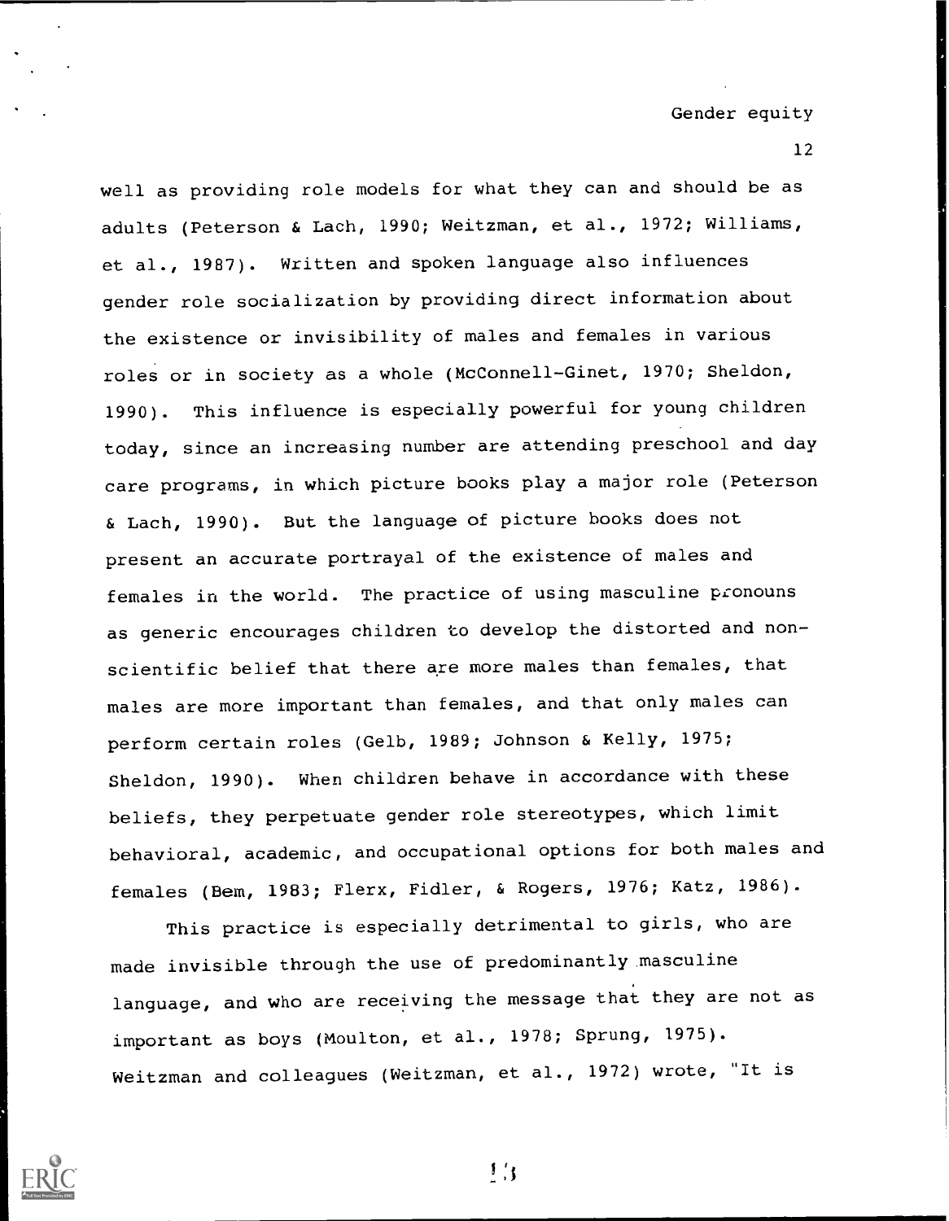well as providing role models for what they can and should be as adults (Peterson & Lach, 1990; Weitzman, et al., 1972; Williams, et al., 1987). Written and spoken language also influences gender role socialization by providing direct information about the existence or invisibility of males and females in various roles or in society as a whole (McConnell-Ginet, 1970; Sheldon, 1990). This influence is especially powerful for young children today, since an increasing number are attending preschool and day care programs, in which picture books play a major role (Peterson & Lach, 1990). But the language of picture books does not present an accurate portrayal of the existence of males and females in the world. The practice of using masculine pronouns as generic encourages children to develop the distorted and non-scientific belief that there are more males than females, that males are more important than females, and that only males can perform certain roles (Gelb, 1989; Johnson & Kelly, 1975; Sheldon, 1990). When children behave in accordance with these beliefs, they perpetuate gender role stereotypes, which limit behavioral, academic, and occupational options for both males and females (Bem, 1983; Flerx, Fidler, & Rogers, 1976; Katz, 1986).

This practice is especially detrimental to girls, who are made invisible through the use of predominantly masculine language, and who are receiving the message that they are not as important as boys (Moulton, et al., 1978; Sprung, 1975). Weitzman and colleagues (Weitzman, et al., 1972) wrote, "It is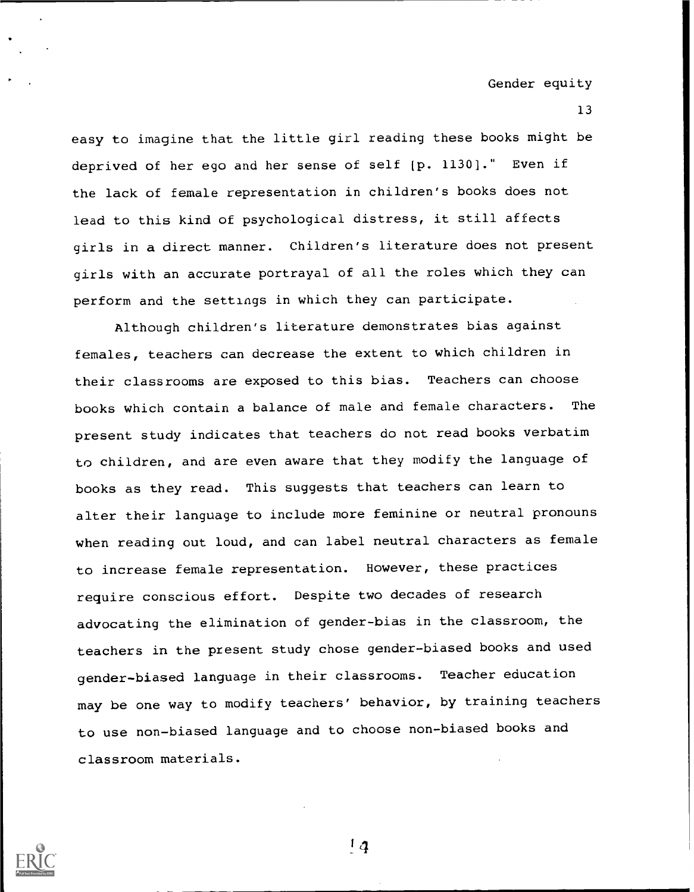easy to imagine that the little girl reading these books might be deprived of her ego and her sense of self [p. 1130]." Even if the lack of female representation in children's books does not lead to this kind of psychological distress, it still affects girls in a direct manner. Children's literature does not present girls with an accurate portrayal of all the roles which they can perform and the settings in which they can participate.

Although children's literature demonstrates bias against females, teachers can decrease the extent to which children in their classrooms are exposed to this bias. Teachers can choose books which contain a balance of male and female characters. The present study indicates that teachers do not read books verbatim to children, and are even aware that they modify the language of books as they read. This suggests that teachers can learn to alter their language to include more feminine or neutral pronouns when reading out loud, and can label neutral characters as female to increase female representation. However, these practices require conscious effort. Despite two decades of research advocating the elimination of gender-bias in the classroom, the teachers in the present study chose gender-biased books and used gender-biased language in their classrooms. Teacher education may be one way to modify teachers' behavior, by training teachers to use non-biased language and to choose non-biased books and classroom materials.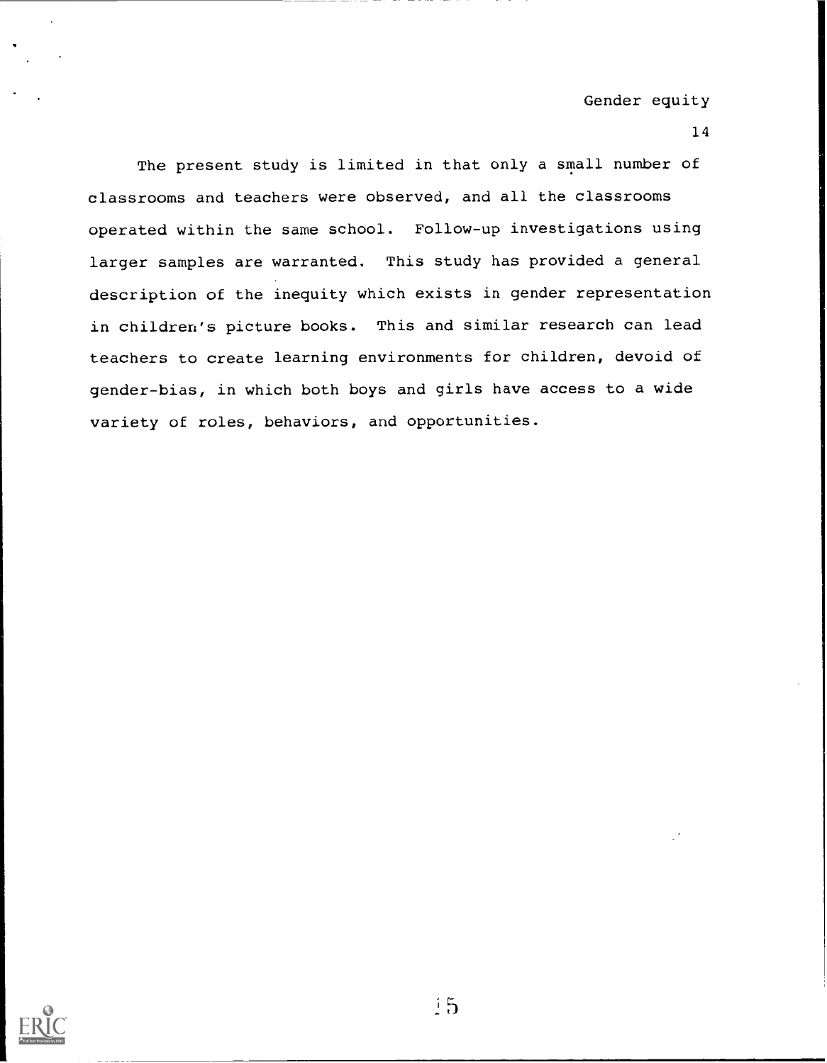The present study is limited in that only a small number of classrooms and teachers were observed, and all the classrooms operated within the same school. Follow-up investigations using larger samples are warranted. This study has provided a general description of the inequity which exists in gender representation in children's picture books. This and similar research can lead teachers to create learning environments for children, devoid of gender-bias, in which both boys and girls have access to a wide variety of roles, behaviors, and opportunities.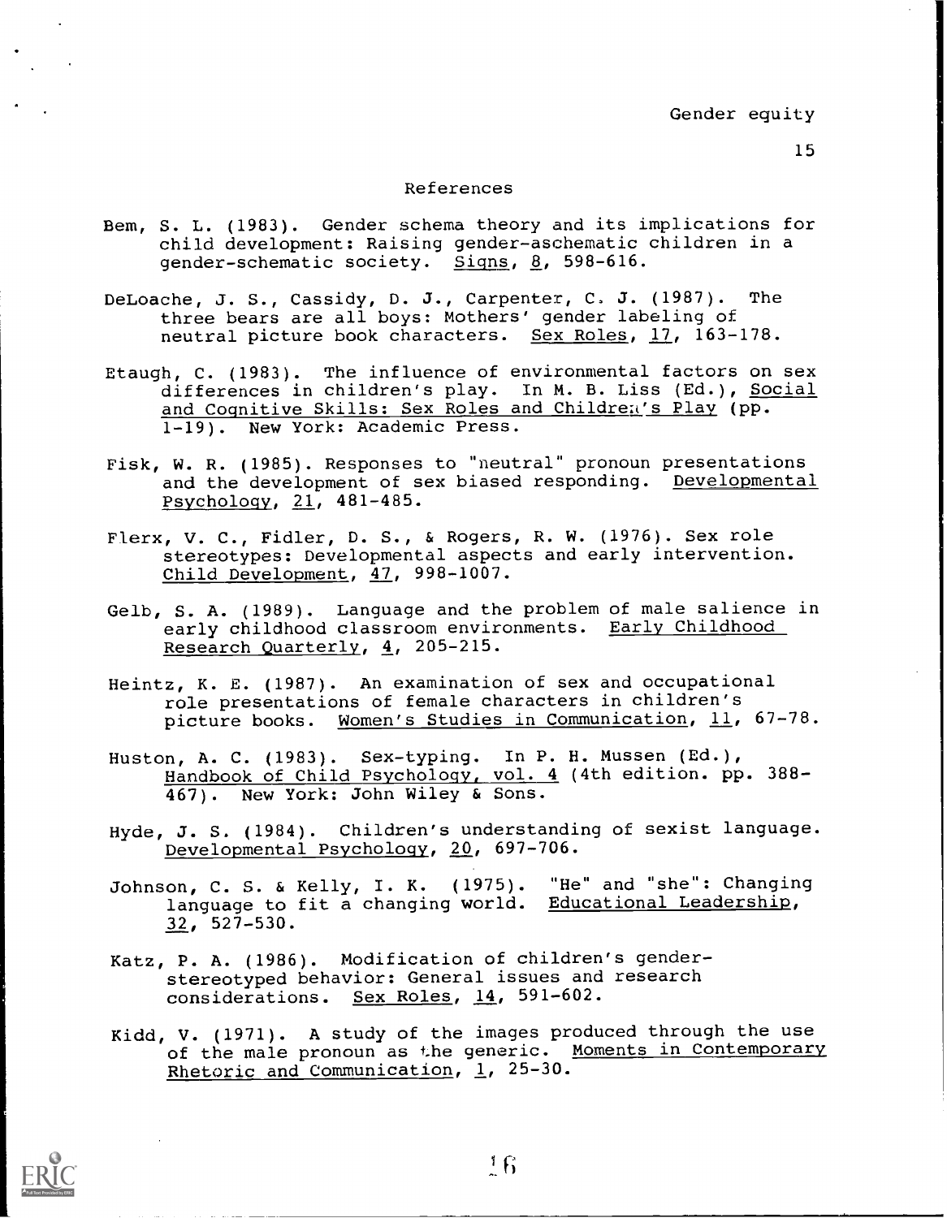# References

Bem, S. L. (1983). Gender schema theory and its implications for child development: Raising gender-aschematic children in a gender-schematic society. Signs, 8, 598-616.

DeLoache, J. S., Cassidy, D. J., Carpenter, C. J. (1987). The three bears are all boys: Mothers' gender labeling of neutral picture book characters. Sex Roles, 17, 163-178.

Etaugh, C. (1983). The influence of environmental factors on sex differences in children's play. In M. B. Liss (Ed.), Social and Cognitive Skills: Sex Roles and Children's Play (pp. 1-19). New York: Academic Press.

Fisk, W. R. (1985). Responses to "neutral" pronoun presentations and the development of sex biased responding. Developmental Psychology, 21, 481-485.

Flerx, V. C., Fidler, D. S., & Rogers, R. W. (1976). Sex role stereotypes: Developmental aspects and early intervention. Child Development, 47, 998-1007.

Gelb, S. A. (1989). Language and the problem of male salience in early childhood classroom environments. Early Childhood Research Quarterly, 4, 205-215.

Heintz, K. E. (1987). An examination of sex and occupational role presentations of female characters in children's picture books. Women's Studies in Communication, 11, 67-78.

Huston, A. C. (1983). Sex-typing. In P. H. Mussen (Ed.), Handbook of Child Psychology, vol. 4 (4th edition. pp. 388-467). New York: John Wiley & Sons.

Hyde, J. S. (1984). Children's understanding of sexist language. Developmental Psychology, 20, 697-706.

Johnson, C. S. & Kelly, I. K. (1975). "He" and "she": Changing language to fit a changing world. Educational Leadership, 32, 527-530.

Katz, P. A. (1986). Modification of children's gender-stereotyped behavior: General issues and research considerations. Sex Roles, 14, 591-602.

Kidd, V. (1971). A study of the images produced through the use of the male pronoun as the generic. Moments in Contemporary Rhetoric and Communication, 1, 25-30.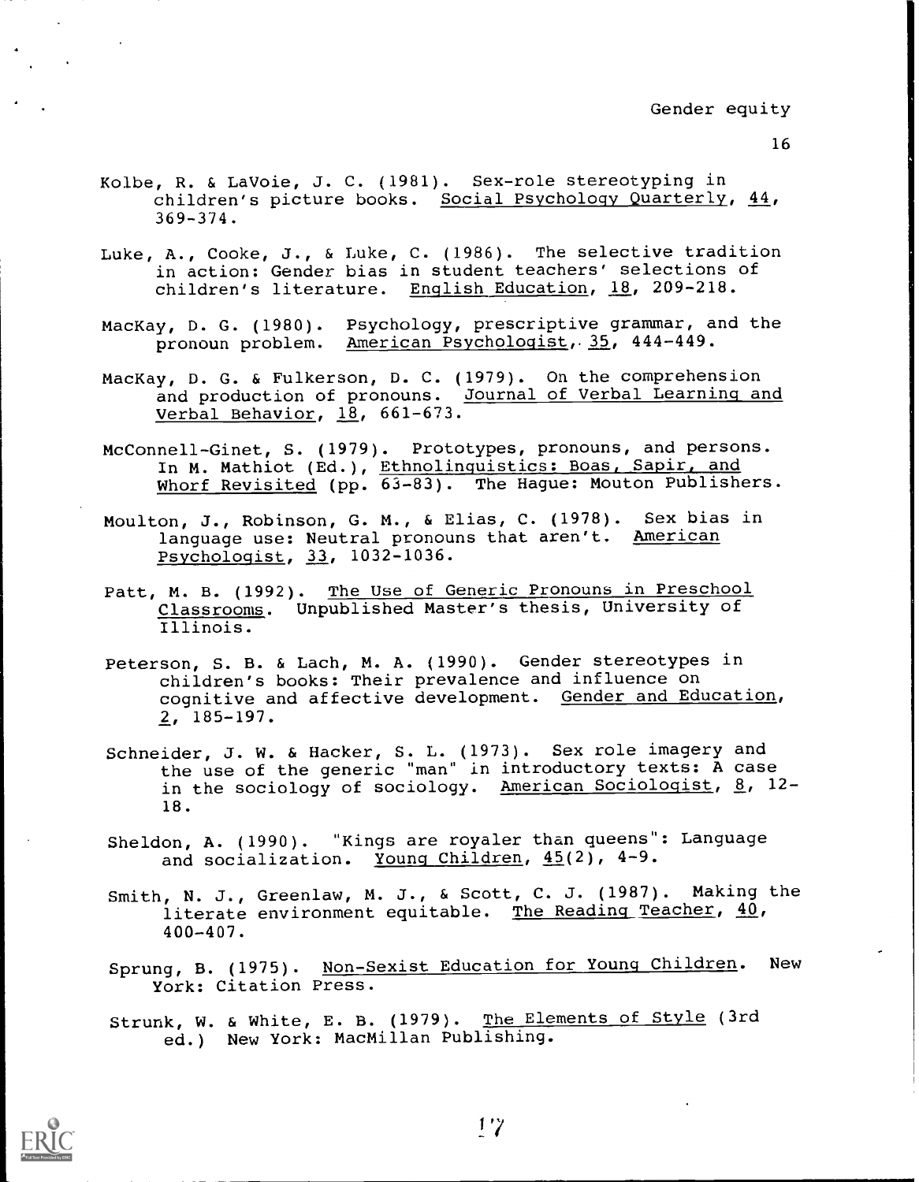Kolbe, R. & LaVoie, J. C. (1981). Sex-role stereotyping in children's picture books. _Social Psychology Quarterly_, _44_, 369-374.

Luke, A., Cooke, J., & Luke, C. (1986). The selective tradition in action: Gender bias in student teachers' selections of children's literature. _English Education_, _18_, 209-218.

MacKay, D. G. (1980). Psychology, prescriptive grammar, and the pronoun problem. _American Psychologist_, _35_, 444-449.

MacKay, D. G. & Fulkerson, D. C. (1979). On the comprehension and production of pronouns. _Journal of Verbal Learning and Verbal Behavior_, _18_, 661-673.

McConnell-Ginet, S. (1979). Prototypes, pronouns, and persons. In M. Mathiot (Ed.), _Ethnolinguistics: Boas, Sapir, and Whorf Revisited_ (pp. 63-83). The Hague: Mouton Publishers.

Moulton, J., Robinson, G. M., & Elias, C. (1978). Sex bias in language use: Neutral pronouns that aren't. _American Psychologist_, _33_, 1032-1036.

Patt, M. B. (1992). _The Use of Generic Pronouns in Preschool Classrooms_. Unpublished Master's thesis, University of Illinois.

Peterson, S. B. & Lach, M. A. (1990). Gender stereotypes in children's books: Their prevalence and influence on cognitive and affective development. _Gender and Education_, _2_, 185-197.

Schneider, J. W. & Hacker, S. L. (1973). Sex role imagery and the use of the generic "man" in introductory texts: A case in the sociology of sociology. _American Sociologist_, _8_, 12-18.

Sheldon, A. (1990). "Kings are royaler than queens": Language and socialization. _Young Children_, _45_(2), 4-9.

Smith, N. J., Greenlaw, M. J., & Scott, C. J. (1987). Making the literate environment equitable. _The Reading Teacher_, _40_, 400-407.

Sprung, B. (1975). _Non-Sexist Education for Young Children_. New York: Citation Press.

Strunk, W. & White, E. B. (1979). _The Elements of Style_ (3rd ed.) New York: MacMillan Publishing.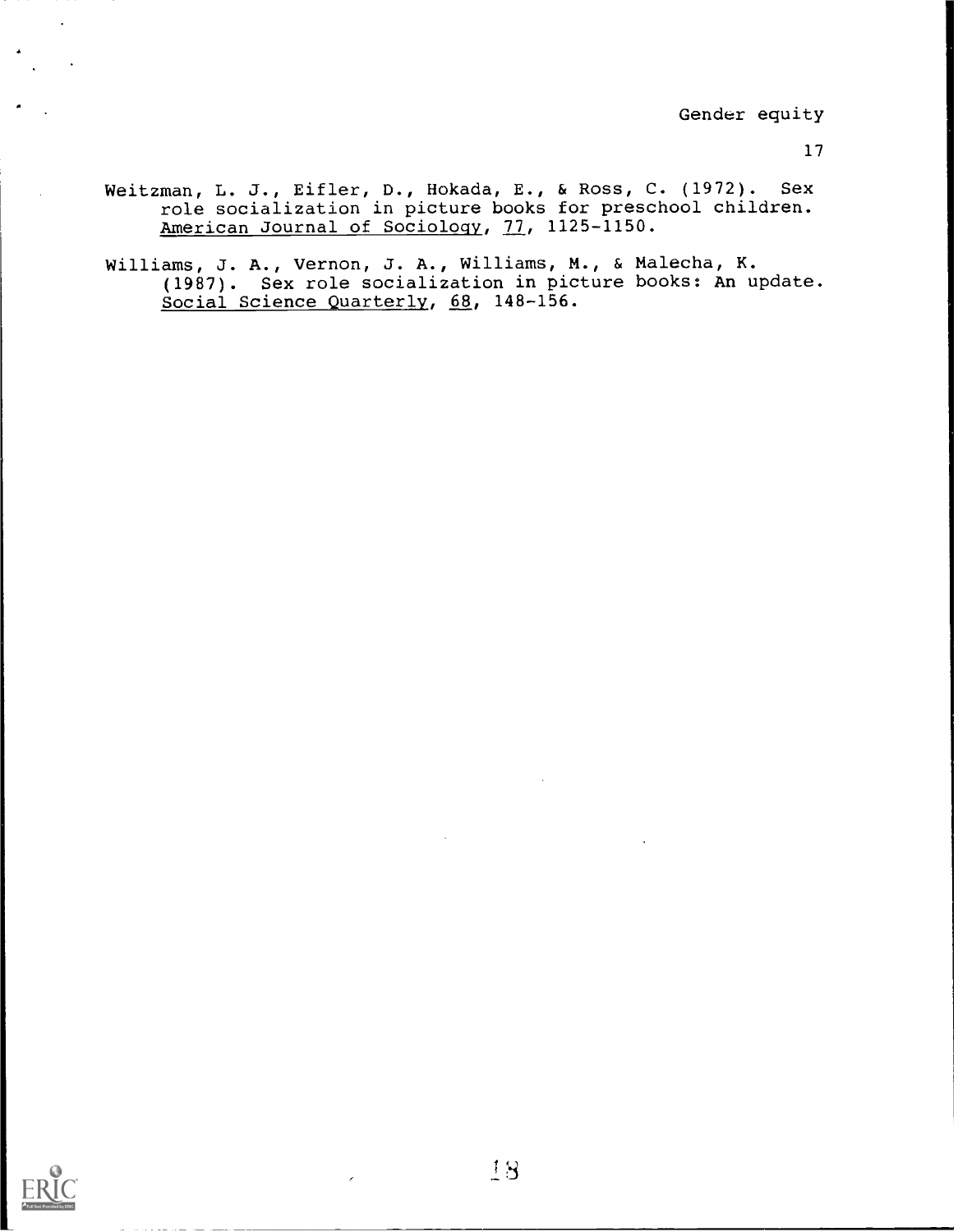Weitzman, L. J., Eifler, D., Hokada, E., & Ross, C. (1972). Sex role socialization in picture books for preschool children. American Journal of Sociology, 77, 1125-1150.

Williams, J. A., Vernon, J. A., Williams, M., & Malecha, K. (1987). Sex role socialization in picture books: An update. Social Science Quarterly, 68, 148-156.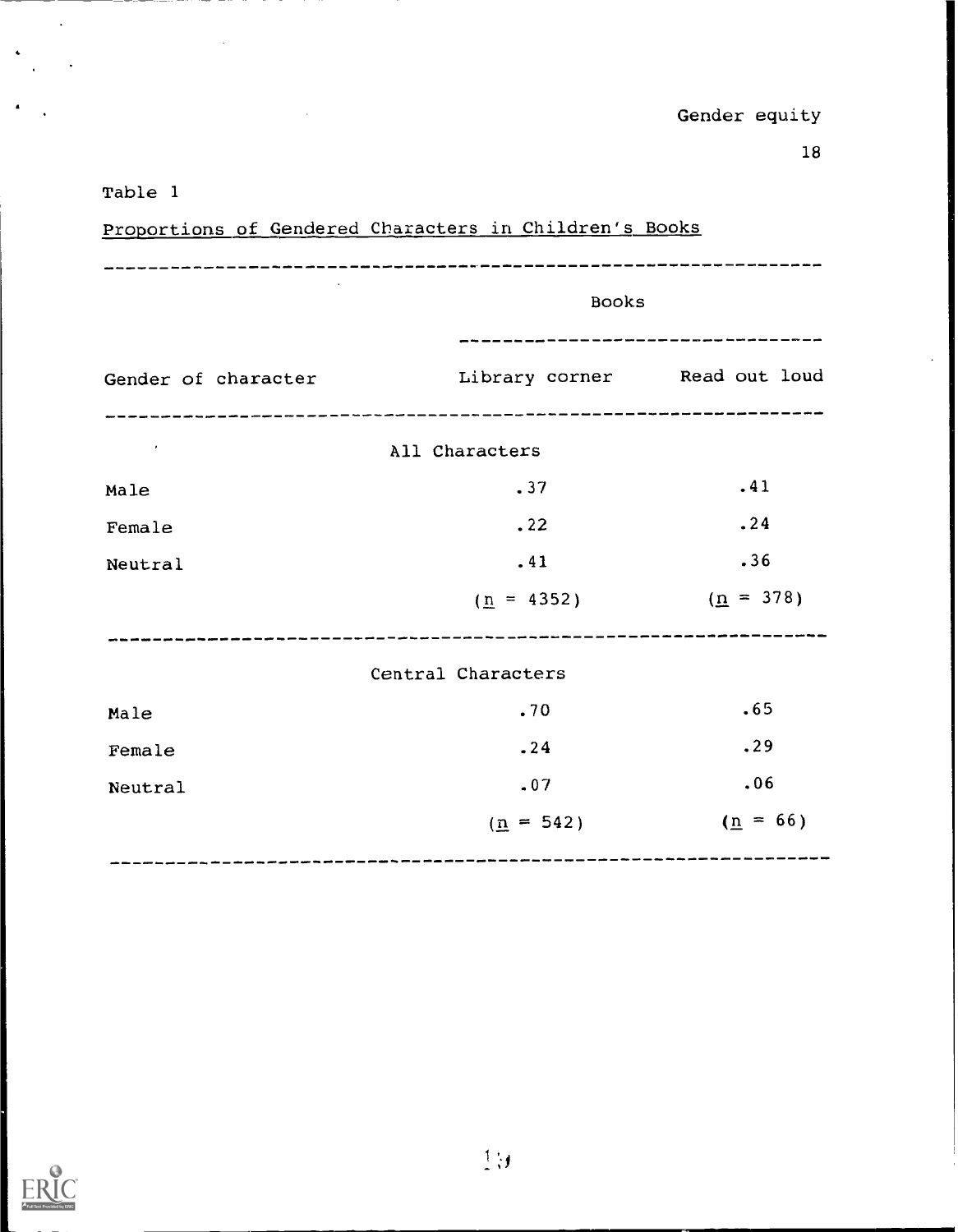Table 1

Proportions of Gendered Characters in Children's Books

| Gender of character | Library corner | Read out loud |
|---|---|---|
| | **All Characters** | |
| Male | .37 | .41 |
| Female | .22 | .24 |
| Neutral | .41 | .36 |
| | ($n$ = 4352) | ($n$ = 378) |
| | **Central Characters** | |
| Male | .70 | .65 |
| Female | .24 | .29 |
| Neutral | .07 | .06 |
| | ($n$ = 542) | ($n$ = 66) |

Note: "Library corner" and "Read out loud" appear under the spanning header "Books".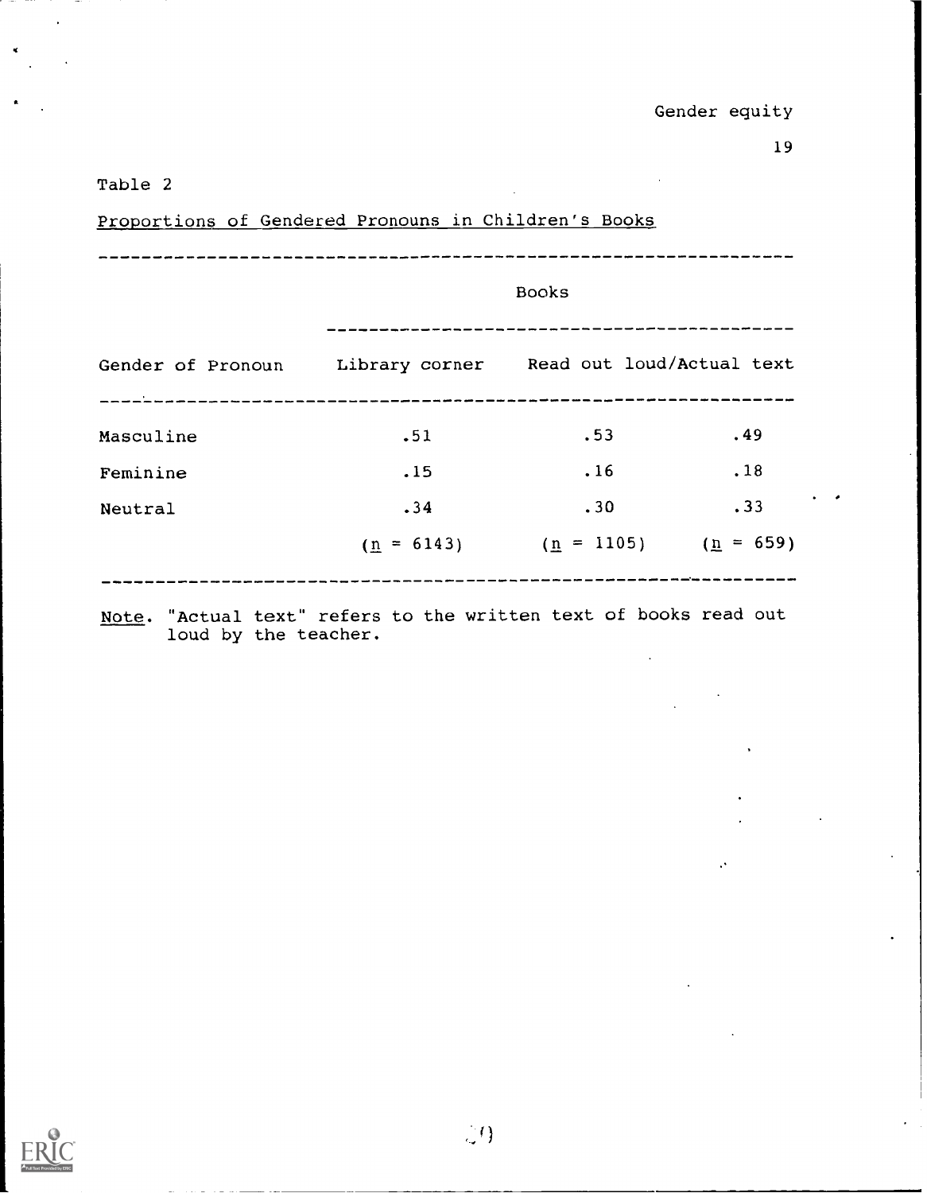Table 2

Proportions of Gendered Pronouns in Children's Books

| | Books | | |
|---|---|---|---|
| Gender of Pronoun | Library corner | Read out loud/Actual text | |
| Masculine | .51 | .53 | .49 |
| Feminine | .15 | .16 | .18 |
| Neutral | .34 | .30 | .33 |
| | (*n* = 6143) | (*n* = 1105) | (*n* = 659) |

Note. "Actual text" refers to the written text of books read out loud by the teacher.